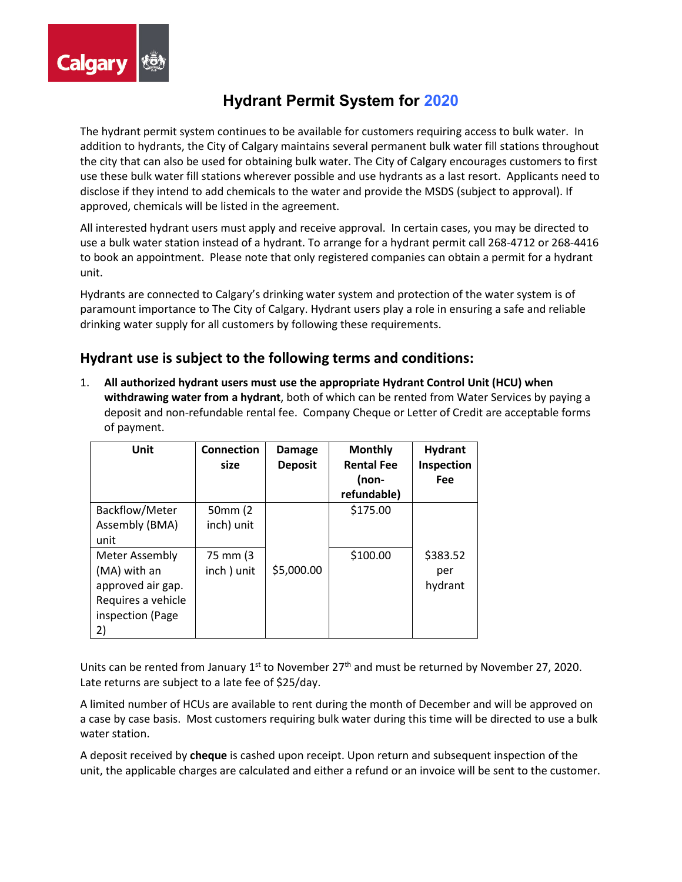# Hydrant Permit System for 2020

The hydrant permit system continues to be available for customers requiring access to bulk water. In addition to hydrants, the City of Calgary maintains several permanent bulk water fill stations throughout the city that can also be used for obtaining bulk water. The City of Calgary encourages customers to first use these bulk water fill stations wherever possible and use hydrants as a last resort. Applicants need to disclose if they intend to add chemicals to the water and provide the MSDS (subject to approval). If approved, chemicals will be listed in the agreement.

All interested hydrant users must apply and receive approval. In certain cases, you may be directed to use a bulk water station instead of a hydrant. To arrange for a hydrant permit call 268-4712 or 268-4416 to book an appointment. Please note that only registered companies can obtain a permit for a hydrant unit.

Hydrants are connected to Calgary's drinking water system and protection of the water system is of paramount importance to The City of Calgary. Hydrant users play a role in ensuring a safe and reliable drinking water supply for all customers by following these requirements.

## Hydrant use is subject to the following terms and conditions:

1. **All authorized hydrant users must use the appropriate Hydrant Control Unit (HCU) when withdrawing water from a hydrant**, both of which can be rented from Water Services by paying a deposit and non-refundable rental fee. Company Cheque or Letter of Credit are acceptable forms of payment.

| Unit | Connection size | Damage Deposit | Monthly Rental Fee (non-refundable) | Hydrant Inspection Fee |
|---|---|---|---|---|
| Backflow/Meter Assembly (BMA) unit | 50mm (2 inch) unit | $5,000.00 | $175.00 | $383.52 per hydrant |
| Meter Assembly (MA) with an approved air gap. Requires a vehicle inspection (Page 2) | 75 mm (3 inch ) unit | | $100.00 | |

Units can be rented from January 1st to November 27th and must be returned by November 27, 2020. Late returns are subject to a late fee of $25/day.

A limited number of HCUs are available to rent during the month of December and will be approved on a case by case basis. Most customers requiring bulk water during this time will be directed to use a bulk water station.

A deposit received by **cheque** is cashed upon receipt. Upon return and subsequent inspection of the unit, the applicable charges are calculated and either a refund or an invoice will be sent to the customer.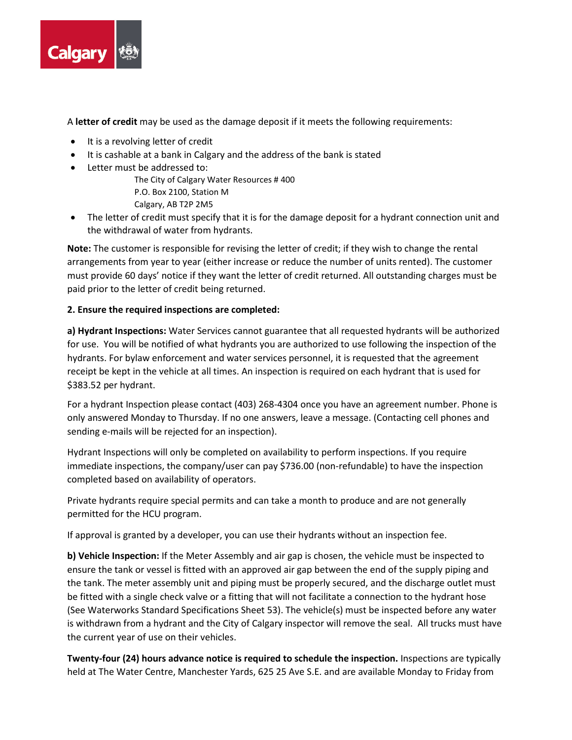A **letter of credit** may be used as the damage deposit if it meets the following requirements:

- It is a revolving letter of credit
- It is cashable at a bank in Calgary and the address of the bank is stated
- Letter must be addressed to:

  The City of Calgary Water Resources # 400
  P.O. Box 2100, Station M
  Calgary, AB T2P 2M5
- The letter of credit must specify that it is for the damage deposit for a hydrant connection unit and the withdrawal of water from hydrants.

**Note:** The customer is responsible for revising the letter of credit; if they wish to change the rental arrangements from year to year (either increase or reduce the number of units rented). The customer must provide 60 days' notice if they want the letter of credit returned. All outstanding charges must be paid prior to the letter of credit being returned.

**2. Ensure the required inspections are completed:**

**a) Hydrant Inspections:** Water Services cannot guarantee that all requested hydrants will be authorized for use. You will be notified of what hydrants you are authorized to use following the inspection of the hydrants. For bylaw enforcement and water services personnel, it is requested that the agreement receipt be kept in the vehicle at all times. An inspection is required on each hydrant that is used for $383.52 per hydrant.

For a hydrant Inspection please contact (403) 268-4304 once you have an agreement number. Phone is only answered Monday to Thursday. If no one answers, leave a message. (Contacting cell phones and sending e-mails will be rejected for an inspection).

Hydrant Inspections will only be completed on availability to perform inspections. If you require immediate inspections, the company/user can pay $736.00 (non-refundable) to have the inspection completed based on availability of operators.

Private hydrants require special permits and can take a month to produce and are not generally permitted for the HCU program.

If approval is granted by a developer, you can use their hydrants without an inspection fee.

**b) Vehicle Inspection:** If the Meter Assembly and air gap is chosen, the vehicle must be inspected to ensure the tank or vessel is fitted with an approved air gap between the end of the supply piping and the tank. The meter assembly unit and piping must be properly secured, and the discharge outlet must be fitted with a single check valve or a fitting that will not facilitate a connection to the hydrant hose (See Waterworks Standard Specifications Sheet 53). The vehicle(s) must be inspected before any water is withdrawn from a hydrant and the City of Calgary inspector will remove the seal. All trucks must have the current year of use on their vehicles.

**Twenty-four (24) hours advance notice is required to schedule the inspection.** Inspections are typically held at The Water Centre, Manchester Yards, 625 25 Ave S.E. and are available Monday to Friday from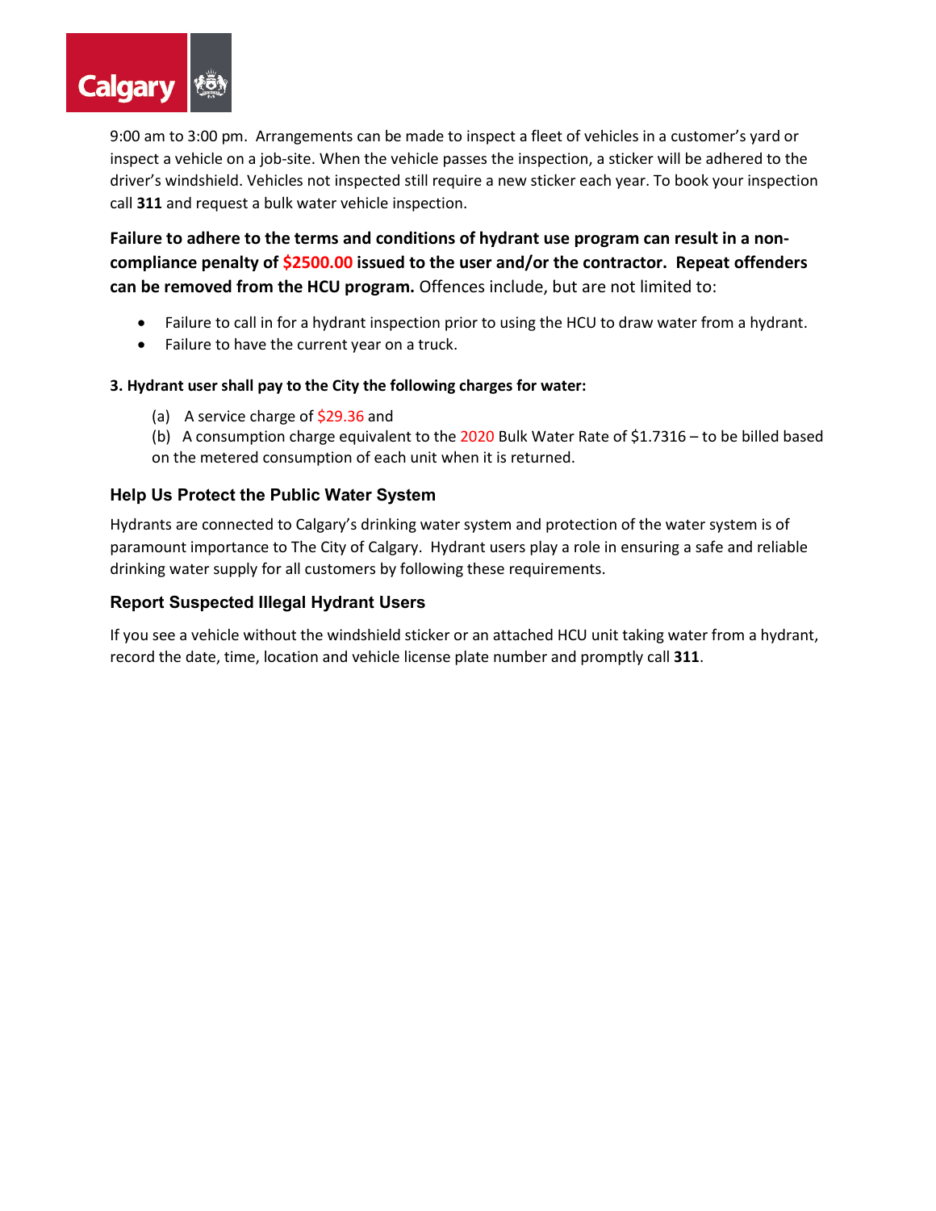9:00 am to 3:00 pm. Arrangements can be made to inspect a fleet of vehicles in a customer's yard or inspect a vehicle on a job-site. When the vehicle passes the inspection, a sticker will be adhered to the driver's windshield. Vehicles not inspected still require a new sticker each year. To book your inspection call **311** and request a bulk water vehicle inspection.

**Failure to adhere to the terms and conditions of hydrant use program can result in a non-compliance penalty of $2500.00 issued to the user and/or the contractor. Repeat offenders can be removed from the HCU program.** Offences include, but are not limited to:

- Failure to call in for a hydrant inspection prior to using the HCU to draw water from a hydrant.
- Failure to have the current year on a truck.

**3. Hydrant user shall pay to the City the following charges for water:**

(a) A service charge of $29.36 and

(b) A consumption charge equivalent to the 2020 Bulk Water Rate of $1.7316 – to be billed based on the metered consumption of each unit when it is returned.

### Help Us Protect the Public Water System

Hydrants are connected to Calgary's drinking water system and protection of the water system is of paramount importance to The City of Calgary. Hydrant users play a role in ensuring a safe and reliable drinking water supply for all customers by following these requirements.

### Report Suspected Illegal Hydrant Users

If you see a vehicle without the windshield sticker or an attached HCU unit taking water from a hydrant, record the date, time, location and vehicle license plate number and promptly call **311**.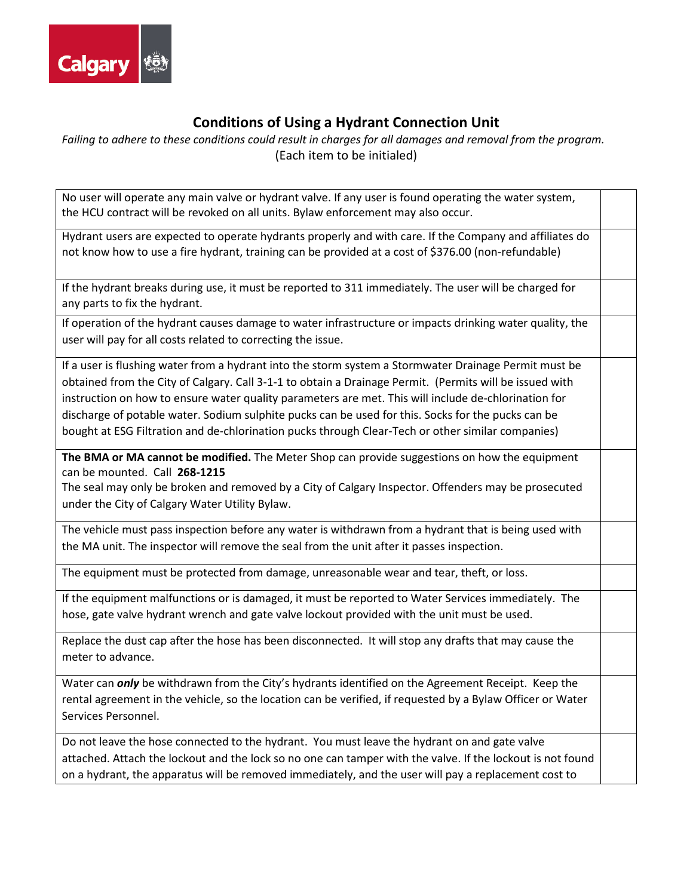## Conditions of Using a Hydrant Connection Unit

*Failing to adhere to these conditions could result in charges for all damages and removal from the program.*

(Each item to be initialed)

| Condition | Initial |
|---|---|
| No user will operate any main valve or hydrant valve. If any user is found operating the water system, the HCU contract will be revoked on all units. Bylaw enforcement may also occur. | |
| Hydrant users are expected to operate hydrants properly and with care. If the Company and affiliates do not know how to use a fire hydrant, training can be provided at a cost of $376.00 (non-refundable) | |
| If the hydrant breaks during use, it must be reported to 311 immediately. The user will be charged for any parts to fix the hydrant. | |
| If operation of the hydrant causes damage to water infrastructure or impacts drinking water quality, the user will pay for all costs related to correcting the issue. | |
| If a user is flushing water from a hydrant into the storm system a Stormwater Drainage Permit must be obtained from the City of Calgary. Call 3-1-1 to obtain a Drainage Permit. (Permits will be issued with instruction on how to ensure water quality parameters are met. This will include de-chlorination for discharge of potable water. Sodium sulphite pucks can be used for this. Socks for the pucks can be bought at ESG Filtration and de-chlorination pucks through Clear-Tech or other similar companies) | |
| **The BMA or MA cannot be modified.** The Meter Shop can provide suggestions on how the equipment can be mounted. Call **268-1215** The seal may only be broken and removed by a City of Calgary Inspector. Offenders may be prosecuted under the City of Calgary Water Utility Bylaw. | |
| The vehicle must pass inspection before any water is withdrawn from a hydrant that is being used with the MA unit. The inspector will remove the seal from the unit after it passes inspection. | |
| The equipment must be protected from damage, unreasonable wear and tear, theft, or loss. | |
| If the equipment malfunctions or is damaged, it must be reported to Water Services immediately. The hose, gate valve hydrant wrench and gate valve lockout provided with the unit must be used. | |
| Replace the dust cap after the hose has been disconnected. It will stop any drafts that may cause the meter to advance. | |
| Water can ***only*** be withdrawn from the City's hydrants identified on the Agreement Receipt. Keep the rental agreement in the vehicle, so the location can be verified, if requested by a Bylaw Officer or Water Services Personnel. | |
| Do not leave the hose connected to the hydrant. You must leave the hydrant on and gate valve attached. Attach the lockout and the lock so no one can tamper with the valve. If the lockout is not found on a hydrant, the apparatus will be removed immediately, and the user will pay a replacement cost to | |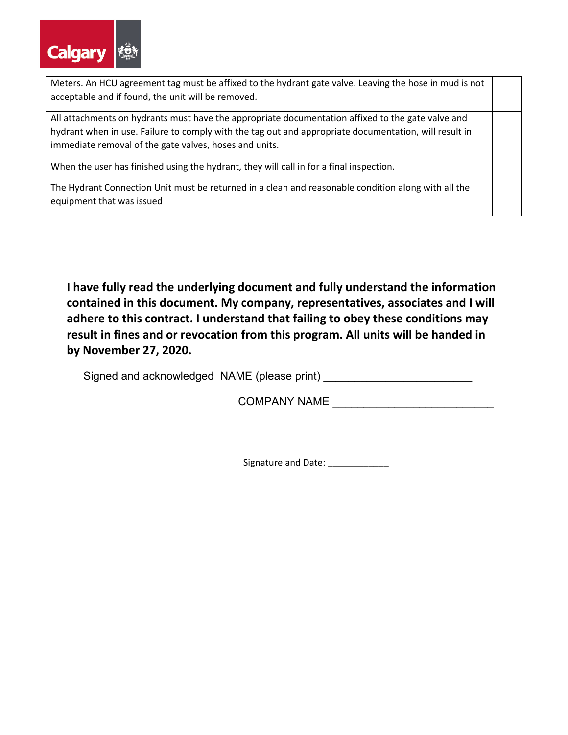| | |
|---|---|
| Meters. An HCU agreement tag must be affixed to the hydrant gate valve. Leaving the hose in mud is not acceptable and if found, the unit will be removed. | |
| All attachments on hydrants must have the appropriate documentation affixed to the gate valve and hydrant when in use. Failure to comply with the tag out and appropriate documentation, will result in immediate removal of the gate valves, hoses and units. | |
| When the user has finished using the hydrant, they will call in for a final inspection. | |
| The Hydrant Connection Unit must be returned in a clean and reasonable condition along with all the equipment that was issued | |

**I have fully read the underlying document and fully understand the information contained in this document. My company, representatives, associates and I will adhere to this contract. I understand that failing to obey these conditions may result in fines and or revocation from this program. All units will be handed in by November 27, 2020.**

Signed and acknowledged NAME (please print) ________________________

COMPANY NAME __________________________

Signature and Date: ____________